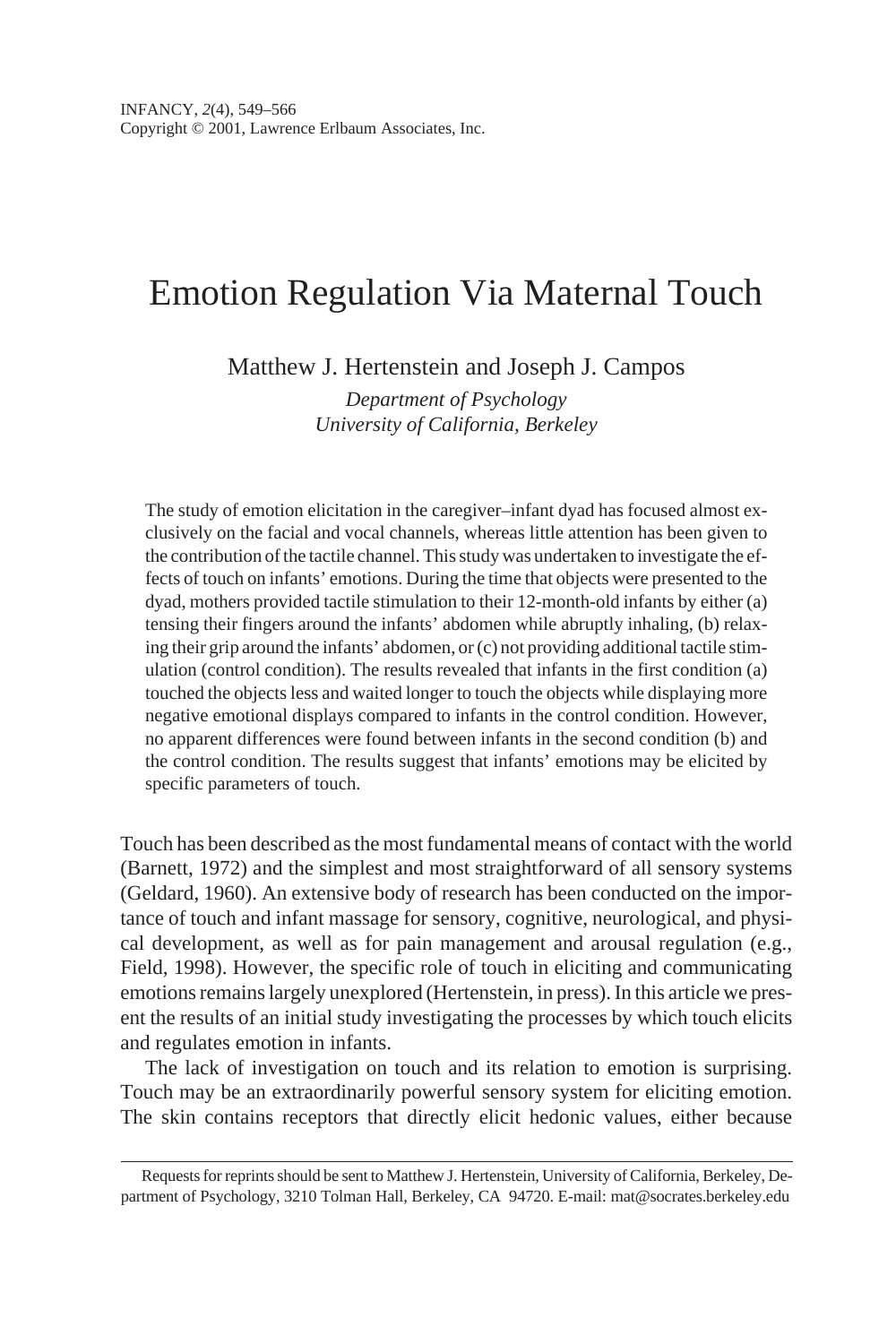# Emotion Regulation Via Maternal Touch

Matthew J. Hertenstein and Joseph J. Campos

*Department of Psychology*
*University of California, Berkeley*

The study of emotion elicitation in the caregiver–infant dyad has focused almost exclusively on the facial and vocal channels, whereas little attention has been given to the contribution of the tactile channel. This study was undertaken to investigate the effects of touch on infants' emotions. During the time that objects were presented to the dyad, mothers provided tactile stimulation to their 12-month-old infants by either (a) tensing their fingers around the infants' abdomen while abruptly inhaling, (b) relaxing their grip around the infants' abdomen, or (c) not providing additional tactile stimulation (control condition). The results revealed that infants in the first condition (a) touched the objects less and waited longer to touch the objects while displaying more negative emotional displays compared to infants in the control condition. However, no apparent differences were found between infants in the second condition (b) and the control condition. The results suggest that infants' emotions may be elicited by specific parameters of touch.

Touch has been described as the most fundamental means of contact with the world (Barnett, 1972) and the simplest and most straightforward of all sensory systems (Geldard, 1960). An extensive body of research has been conducted on the importance of touch and infant massage for sensory, cognitive, neurological, and physical development, as well as for pain management and arousal regulation (e.g., Field, 1998). However, the specific role of touch in eliciting and communicating emotions remains largely unexplored (Hertenstein, in press). In this article we present the results of an initial study investigating the processes by which touch elicits and regulates emotion in infants.

The lack of investigation on touch and its relation to emotion is surprising. Touch may be an extraordinarily powerful sensory system for eliciting emotion. The skin contains receptors that directly elicit hedonic values, either because

Requests for reprints should be sent to Matthew J. Hertenstein, University of California, Berkeley, Department of Psychology, 3210 Tolman Hall, Berkeley, CA 94720. E-mail: mat@socrates.berkeley.edu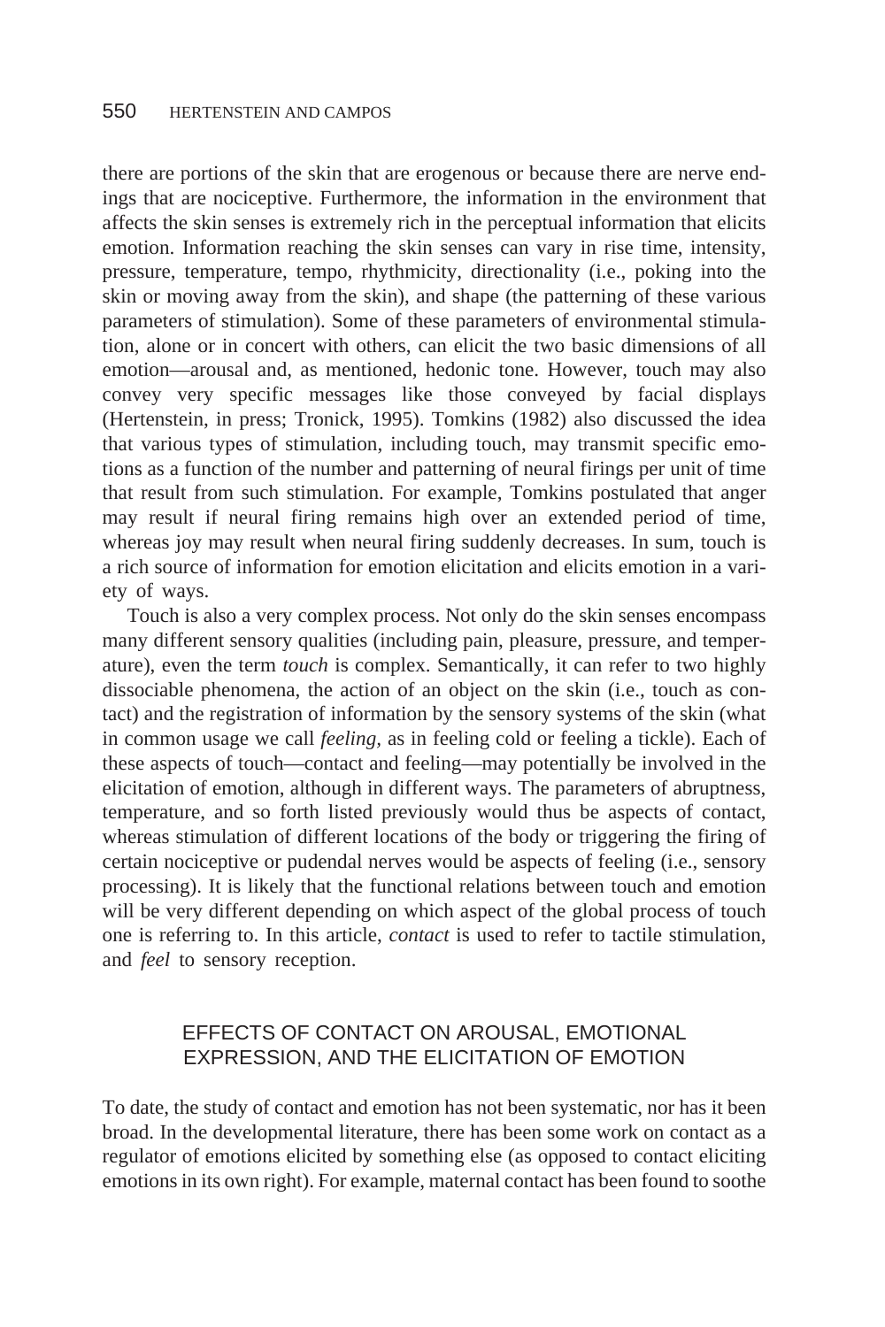there are portions of the skin that are erogenous or because there are nerve endings that are nociceptive. Furthermore, the information in the environment that affects the skin senses is extremely rich in the perceptual information that elicits emotion. Information reaching the skin senses can vary in rise time, intensity, pressure, temperature, tempo, rhythmicity, directionality (i.e., poking into the skin or moving away from the skin), and shape (the patterning of these various parameters of stimulation). Some of these parameters of environmental stimulation, alone or in concert with others, can elicit the two basic dimensions of all emotion—arousal and, as mentioned, hedonic tone. However, touch may also convey very specific messages like those conveyed by facial displays (Hertenstein, in press; Tronick, 1995). Tomkins (1982) also discussed the idea that various types of stimulation, including touch, may transmit specific emotions as a function of the number and patterning of neural firings per unit of time that result from such stimulation. For example, Tomkins postulated that anger may result if neural firing remains high over an extended period of time, whereas joy may result when neural firing suddenly decreases. In sum, touch is a rich source of information for emotion elicitation and elicits emotion in a variety of ways.

Touch is also a very complex process. Not only do the skin senses encompass many different sensory qualities (including pain, pleasure, pressure, and temperature), even the term *touch* is complex. Semantically, it can refer to two highly dissociable phenomena, the action of an object on the skin (i.e., touch as contact) and the registration of information by the sensory systems of the skin (what in common usage we call *feeling*, as in feeling cold or feeling a tickle). Each of these aspects of touch—contact and feeling—may potentially be involved in the elicitation of emotion, although in different ways. The parameters of abruptness, temperature, and so forth listed previously would thus be aspects of contact, whereas stimulation of different locations of the body or triggering the firing of certain nociceptive or pudendal nerves would be aspects of feeling (i.e., sensory processing). It is likely that the functional relations between touch and emotion will be very different depending on which aspect of the global process of touch one is referring to. In this article, *contact* is used to refer to tactile stimulation, and *feel* to sensory reception.

## EFFECTS OF CONTACT ON AROUSAL, EMOTIONAL EXPRESSION, AND THE ELICITATION OF EMOTION

To date, the study of contact and emotion has not been systematic, nor has it been broad. In the developmental literature, there has been some work on contact as a regulator of emotions elicited by something else (as opposed to contact eliciting emotions in its own right). For example, maternal contact has been found to soothe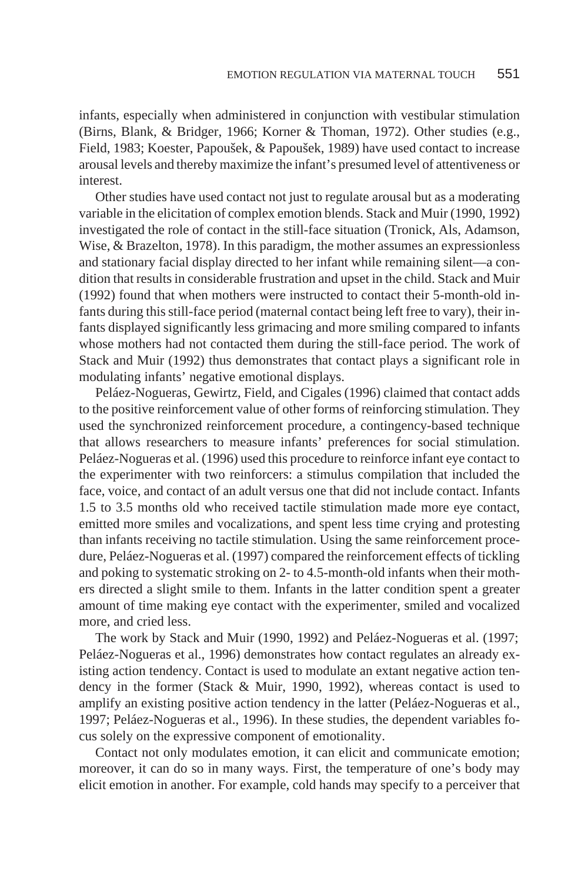infants, especially when administered in conjunction with vestibular stimulation (Birns, Blank, & Bridger, 1966; Korner & Thoman, 1972). Other studies (e.g., Field, 1983; Koester, Papoušek, & Papoušek, 1989) have used contact to increase arousal levels and thereby maximize the infant's presumed level of attentiveness or interest.

Other studies have used contact not just to regulate arousal but as a moderating variable in the elicitation of complex emotion blends. Stack and Muir (1990, 1992) investigated the role of contact in the still-face situation (Tronick, Als, Adamson, Wise, & Brazelton, 1978). In this paradigm, the mother assumes an expressionless and stationary facial display directed to her infant while remaining silent—a condition that results in considerable frustration and upset in the child. Stack and Muir (1992) found that when mothers were instructed to contact their 5-month-old infants during this still-face period (maternal contact being left free to vary), their infants displayed significantly less grimacing and more smiling compared to infants whose mothers had not contacted them during the still-face period. The work of Stack and Muir (1992) thus demonstrates that contact plays a significant role in modulating infants' negative emotional displays.

Peláez-Nogueras, Gewirtz, Field, and Cigales (1996) claimed that contact adds to the positive reinforcement value of other forms of reinforcing stimulation. They used the synchronized reinforcement procedure, a contingency-based technique that allows researchers to measure infants' preferences for social stimulation. Peláez-Nogueras et al. (1996) used this procedure to reinforce infant eye contact to the experimenter with two reinforcers: a stimulus compilation that included the face, voice, and contact of an adult versus one that did not include contact. Infants 1.5 to 3.5 months old who received tactile stimulation made more eye contact, emitted more smiles and vocalizations, and spent less time crying and protesting than infants receiving no tactile stimulation. Using the same reinforcement procedure, Peláez-Nogueras et al. (1997) compared the reinforcement effects of tickling and poking to systematic stroking on 2- to 4.5-month-old infants when their mothers directed a slight smile to them. Infants in the latter condition spent a greater amount of time making eye contact with the experimenter, smiled and vocalized more, and cried less.

The work by Stack and Muir (1990, 1992) and Peláez-Nogueras et al. (1997; Peláez-Nogueras et al., 1996) demonstrates how contact regulates an already existing action tendency. Contact is used to modulate an extant negative action tendency in the former (Stack & Muir, 1990, 1992), whereas contact is used to amplify an existing positive action tendency in the latter (Peláez-Nogueras et al., 1997; Peláez-Nogueras et al., 1996). In these studies, the dependent variables focus solely on the expressive component of emotionality.

Contact not only modulates emotion, it can elicit and communicate emotion; moreover, it can do so in many ways. First, the temperature of one's body may elicit emotion in another. For example, cold hands may specify to a perceiver that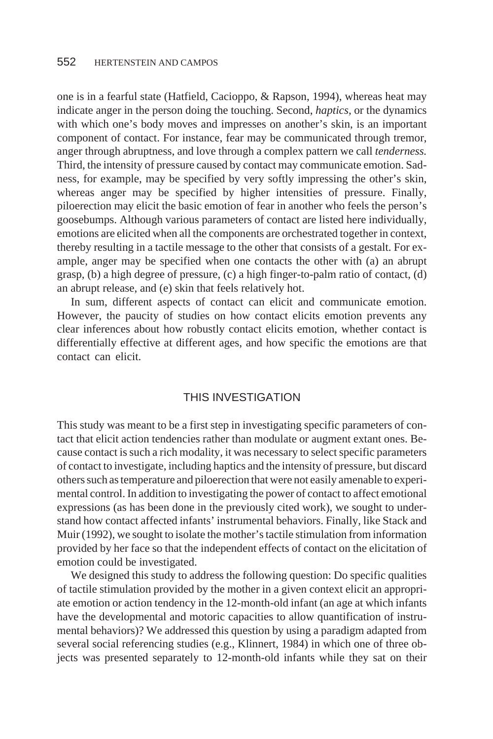one is in a fearful state (Hatfield, Cacioppo, & Rapson, 1994), whereas heat may indicate anger in the person doing the touching. Second, *haptics,* or the dynamics with which one's body moves and impresses on another's skin, is an important component of contact. For instance, fear may be communicated through tremor, anger through abruptness, and love through a complex pattern we call *tenderness.* Third, the intensity of pressure caused by contact may communicate emotion. Sadness, for example, may be specified by very softly impressing the other's skin, whereas anger may be specified by higher intensities of pressure. Finally, piloerection may elicit the basic emotion of fear in another who feels the person's goosebumps. Although various parameters of contact are listed here individually, emotions are elicited when all the components are orchestrated together in context, thereby resulting in a tactile message to the other that consists of a gestalt. For example, anger may be specified when one contacts the other with (a) an abrupt grasp, (b) a high degree of pressure, (c) a high finger-to-palm ratio of contact, (d) an abrupt release, and (e) skin that feels relatively hot.

In sum, different aspects of contact can elicit and communicate emotion. However, the paucity of studies on how contact elicits emotion prevents any clear inferences about how robustly contact elicits emotion, whether contact is differentially effective at different ages, and how specific the emotions are that contact can elicit.

## THIS INVESTIGATION

This study was meant to be a first step in investigating specific parameters of contact that elicit action tendencies rather than modulate or augment extant ones. Because contact is such a rich modality, it was necessary to select specific parameters of contact to investigate, including haptics and the intensity of pressure, but discard others such as temperature and piloerection that were not easily amenable to experimental control. In addition to investigating the power of contact to affect emotional expressions (as has been done in the previously cited work), we sought to understand how contact affected infants' instrumental behaviors. Finally, like Stack and Muir (1992), we sought to isolate the mother's tactile stimulation from information provided by her face so that the independent effects of contact on the elicitation of emotion could be investigated.

We designed this study to address the following question: Do specific qualities of tactile stimulation provided by the mother in a given context elicit an appropriate emotion or action tendency in the 12-month-old infant (an age at which infants have the developmental and motoric capacities to allow quantification of instrumental behaviors)? We addressed this question by using a paradigm adapted from several social referencing studies (e.g., Klinnert, 1984) in which one of three objects was presented separately to 12-month-old infants while they sat on their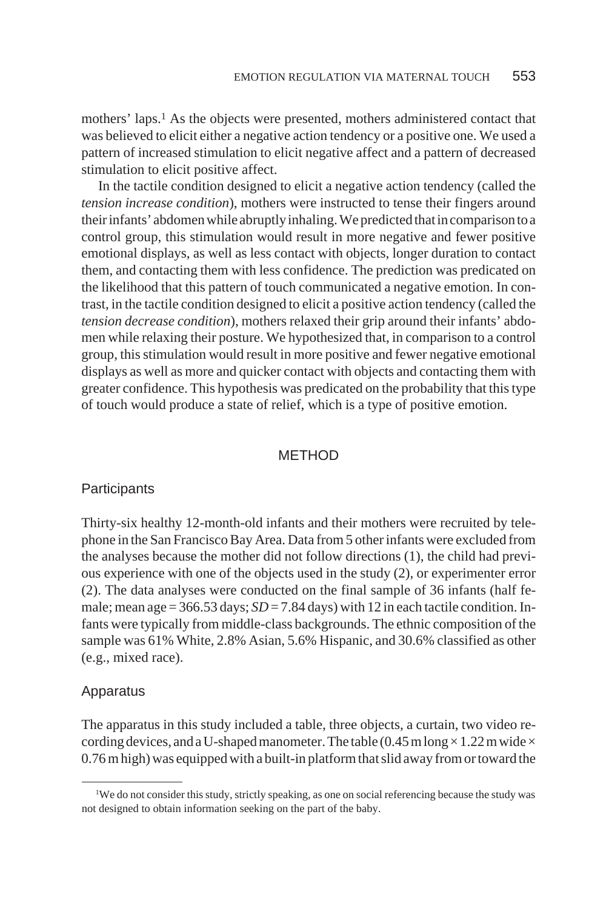mothers' laps.[1] As the objects were presented, mothers administered contact that was believed to elicit either a negative action tendency or a positive one. We used a pattern of increased stimulation to elicit negative affect and a pattern of decreased stimulation to elicit positive affect.

In the tactile condition designed to elicit a negative action tendency (called the *tension increase condition*), mothers were instructed to tense their fingers around their infants' abdomen while abruptly inhaling. We predicted that in comparison to a control group, this stimulation would result in more negative and fewer positive emotional displays, as well as less contact with objects, longer duration to contact them, and contacting them with less confidence. The prediction was predicated on the likelihood that this pattern of touch communicated a negative emotion. In contrast, in the tactile condition designed to elicit a positive action tendency (called the *tension decrease condition*), mothers relaxed their grip around their infants' abdomen while relaxing their posture. We hypothesized that, in comparison to a control group, this stimulation would result in more positive and fewer negative emotional displays as well as more and quicker contact with objects and contacting them with greater confidence. This hypothesis was predicated on the probability that this type of touch would produce a state of relief, which is a type of positive emotion.

## METHOD

### Participants

Thirty-six healthy 12-month-old infants and their mothers were recruited by telephone in the San Francisco Bay Area. Data from 5 other infants were excluded from the analyses because the mother did not follow directions (1), the child had previous experience with one of the objects used in the study (2), or experimenter error (2). The data analyses were conducted on the final sample of 36 infants (half female; mean age = 366.53 days; *SD* = 7.84 days) with 12 in each tactile condition. Infants were typically from middle-class backgrounds. The ethnic composition of the sample was 61% White, 2.8% Asian, 5.6% Hispanic, and 30.6% classified as other (e.g., mixed race).

### Apparatus

The apparatus in this study included a table, three objects, a curtain, two video recording devices, and a U-shaped manometer. The table (0.45 m long × 1.22 m wide × 0.76 m high) was equipped with a built-in platform that slid away from or toward the

[1]We do not consider this study, strictly speaking, as one on social referencing because the study was not designed to obtain information seeking on the part of the baby.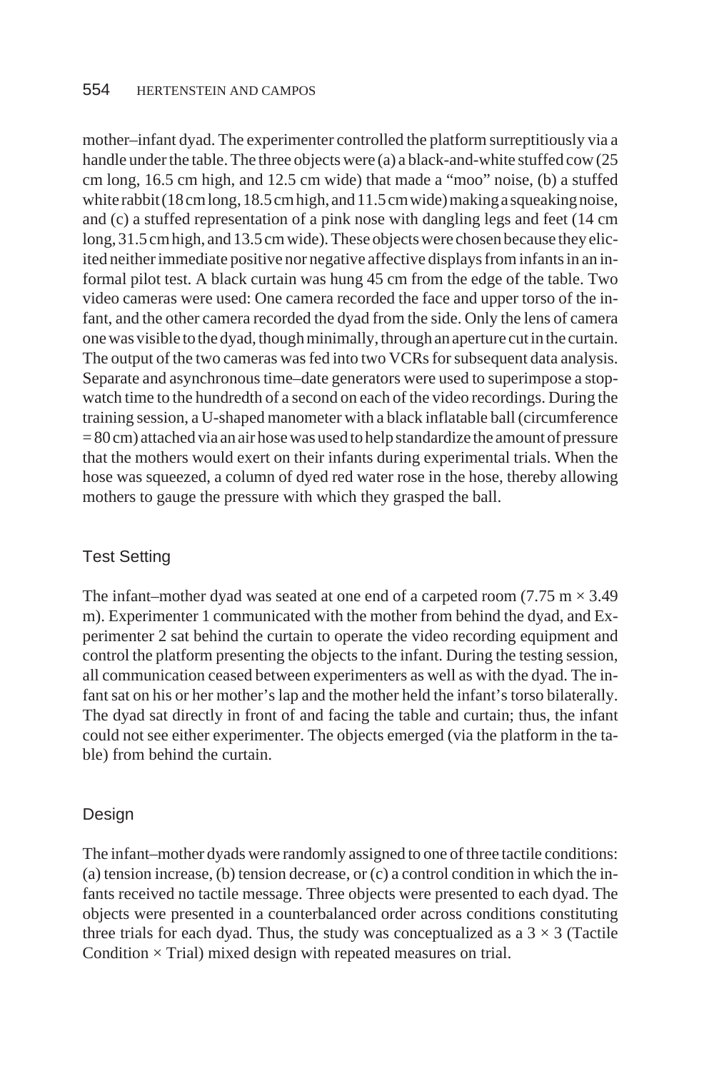mother–infant dyad. The experimenter controlled the platform surreptitiously via a handle under the table. The three objects were (a) a black-and-white stuffed cow (25 cm long, 16.5 cm high, and 12.5 cm wide) that made a "moo" noise, (b) a stuffed white rabbit (18 cm long, 18.5 cm high, and 11.5 cm wide) making a squeaking noise, and (c) a stuffed representation of a pink nose with dangling legs and feet (14 cm long, 31.5 cm high, and 13.5 cm wide). These objects were chosen because they elicited neither immediate positive nor negative affective displays from infants in an informal pilot test. A black curtain was hung 45 cm from the edge of the table. Two video cameras were used: One camera recorded the face and upper torso of the infant, and the other camera recorded the dyad from the side. Only the lens of camera one was visible to the dyad, though minimally, through an aperture cut in the curtain. The output of the two cameras was fed into two VCRs for subsequent data analysis. Separate and asynchronous time–date generators were used to superimpose a stopwatch time to the hundredth of a second on each of the video recordings. During the training session, a U-shaped manometer with a black inflatable ball (circumference = 80 cm) attached via an air hose was used to help standardize the amount of pressure that the mothers would exert on their infants during experimental trials. When the hose was squeezed, a column of dyed red water rose in the hose, thereby allowing mothers to gauge the pressure with which they grasped the ball.

## Test Setting

The infant–mother dyad was seated at one end of a carpeted room (7.75 m × 3.49 m). Experimenter 1 communicated with the mother from behind the dyad, and Experimenter 2 sat behind the curtain to operate the video recording equipment and control the platform presenting the objects to the infant. During the testing session, all communication ceased between experimenters as well as with the dyad. The infant sat on his or her mother's lap and the mother held the infant's torso bilaterally. The dyad sat directly in front of and facing the table and curtain; thus, the infant could not see either experimenter. The objects emerged (via the platform in the table) from behind the curtain.

## Design

The infant–mother dyads were randomly assigned to one of three tactile conditions: (a) tension increase, (b) tension decrease, or (c) a control condition in which the infants received no tactile message. Three objects were presented to each dyad. The objects were presented in a counterbalanced order across conditions constituting three trials for each dyad. Thus, the study was conceptualized as a 3 × 3 (Tactile Condition × Trial) mixed design with repeated measures on trial.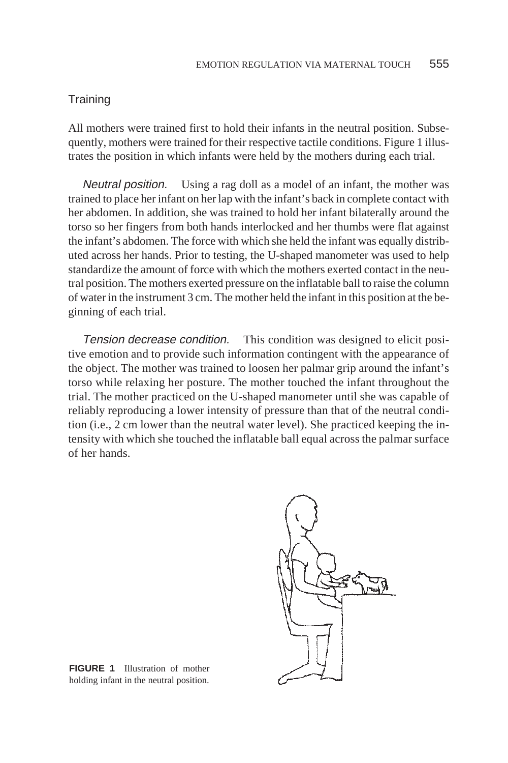## Training

All mothers were trained first to hold their infants in the neutral position. Subsequently, mothers were trained for their respective tactile conditions. Figure 1 illustrates the position in which infants were held by the mothers during each trial.

*Neutral position.* Using a rag doll as a model of an infant, the mother was trained to place her infant on her lap with the infant's back in complete contact with her abdomen. In addition, she was trained to hold her infant bilaterally around the torso so her fingers from both hands interlocked and her thumbs were flat against the infant's abdomen. The force with which she held the infant was equally distributed across her hands. Prior to testing, the U-shaped manometer was used to help standardize the amount of force with which the mothers exerted contact in the neutral position. The mothers exerted pressure on the inflatable ball to raise the column of water in the instrument 3 cm. The mother held the infant in this position at the beginning of each trial.

*Tension decrease condition.* This condition was designed to elicit positive emotion and to provide such information contingent with the appearance of the object. The mother was trained to loosen her palmar grip around the infant's torso while relaxing her posture. The mother touched the infant throughout the trial. The mother practiced on the U-shaped manometer until she was capable of reliably reproducing a lower intensity of pressure than that of the neutral condition (i.e., 2 cm lower than the neutral water level). She practiced keeping the intensity with which she touched the inflatable ball equal across the palmar surface of her hands.

**FIGURE 1** Illustration of mother holding infant in the neutral position.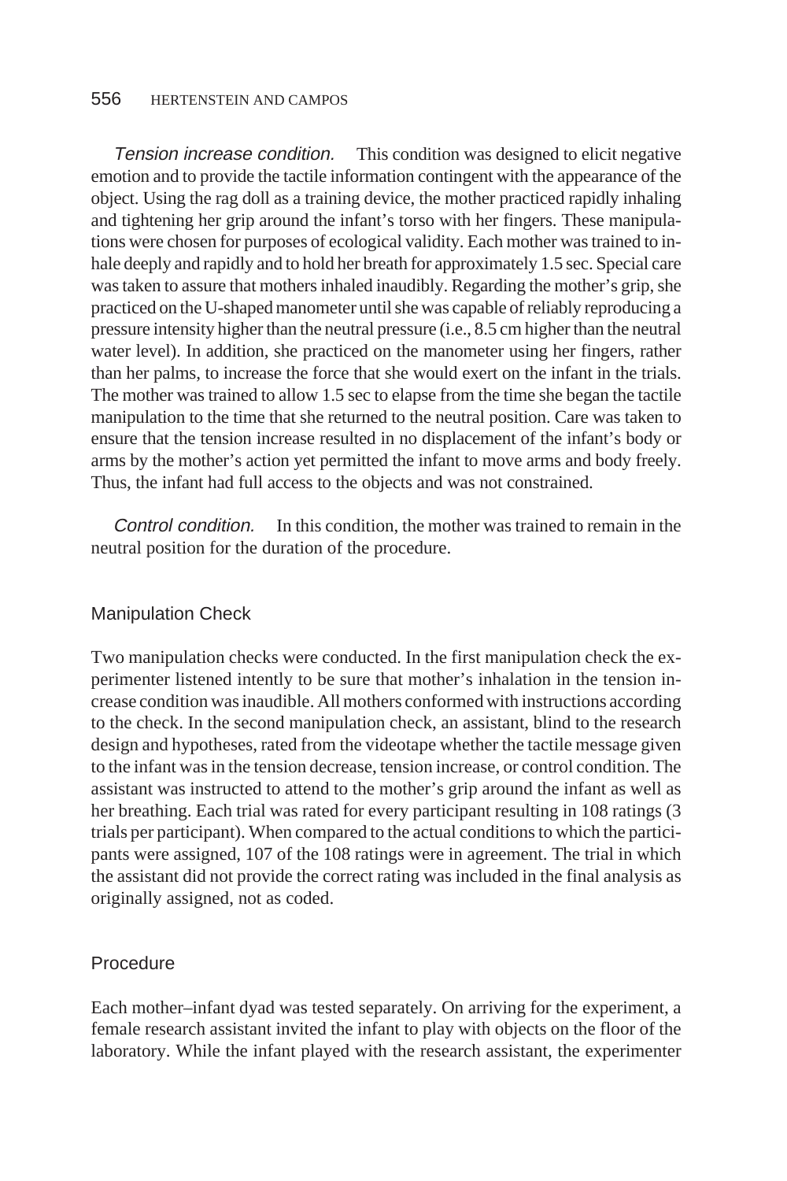*Tension increase condition.* This condition was designed to elicit negative emotion and to provide the tactile information contingent with the appearance of the object. Using the rag doll as a training device, the mother practiced rapidly inhaling and tightening her grip around the infant's torso with her fingers. These manipulations were chosen for purposes of ecological validity. Each mother was trained to inhale deeply and rapidly and to hold her breath for approximately 1.5 sec. Special care was taken to assure that mothers inhaled inaudibly. Regarding the mother's grip, she practiced on the U-shaped manometer until she was capable of reliably reproducing a pressure intensity higher than the neutral pressure (i.e., 8.5 cm higher than the neutral water level). In addition, she practiced on the manometer using her fingers, rather than her palms, to increase the force that she would exert on the infant in the trials. The mother was trained to allow 1.5 sec to elapse from the time she began the tactile manipulation to the time that she returned to the neutral position. Care was taken to ensure that the tension increase resulted in no displacement of the infant's body or arms by the mother's action yet permitted the infant to move arms and body freely. Thus, the infant had full access to the objects and was not constrained.

*Control condition.* In this condition, the mother was trained to remain in the neutral position for the duration of the procedure.

## Manipulation Check

Two manipulation checks were conducted. In the first manipulation check the experimenter listened intently to be sure that mother's inhalation in the tension increase condition was inaudible. All mothers conformed with instructions according to the check. In the second manipulation check, an assistant, blind to the research design and hypotheses, rated from the videotape whether the tactile message given to the infant was in the tension decrease, tension increase, or control condition. The assistant was instructed to attend to the mother's grip around the infant as well as her breathing. Each trial was rated for every participant resulting in 108 ratings (3 trials per participant). When compared to the actual conditions to which the participants were assigned, 107 of the 108 ratings were in agreement. The trial in which the assistant did not provide the correct rating was included in the final analysis as originally assigned, not as coded.

## Procedure

Each mother–infant dyad was tested separately. On arriving for the experiment, a female research assistant invited the infant to play with objects on the floor of the laboratory. While the infant played with the research assistant, the experimenter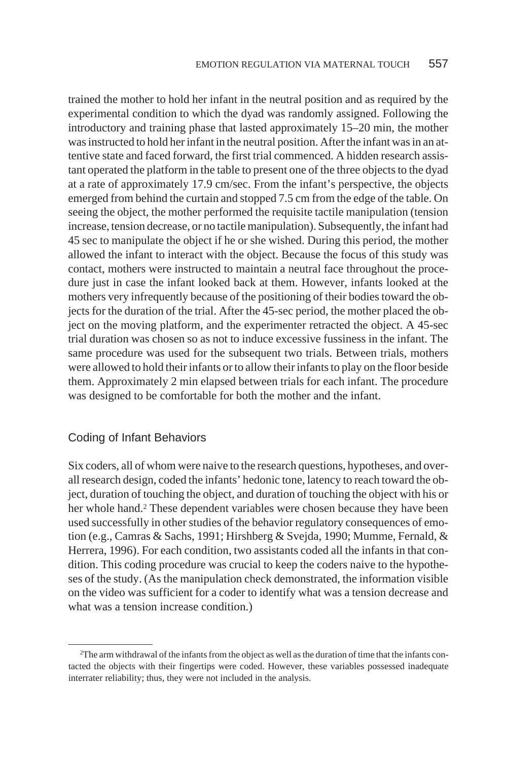trained the mother to hold her infant in the neutral position and as required by the experimental condition to which the dyad was randomly assigned. Following the introductory and training phase that lasted approximately 15–20 min, the mother was instructed to hold her infant in the neutral position. After the infant was in an attentive state and faced forward, the first trial commenced. A hidden research assistant operated the platform in the table to present one of the three objects to the dyad at a rate of approximately 17.9 cm/sec. From the infant's perspective, the objects emerged from behind the curtain and stopped 7.5 cm from the edge of the table. On seeing the object, the mother performed the requisite tactile manipulation (tension increase, tension decrease, or no tactile manipulation). Subsequently, the infant had 45 sec to manipulate the object if he or she wished. During this period, the mother allowed the infant to interact with the object. Because the focus of this study was contact, mothers were instructed to maintain a neutral face throughout the procedure just in case the infant looked back at them. However, infants looked at the mothers very infrequently because of the positioning of their bodies toward the objects for the duration of the trial. After the 45-sec period, the mother placed the object on the moving platform, and the experimenter retracted the object. A 45-sec trial duration was chosen so as not to induce excessive fussiness in the infant. The same procedure was used for the subsequent two trials. Between trials, mothers were allowed to hold their infants or to allow their infants to play on the floor beside them. Approximately 2 min elapsed between trials for each infant. The procedure was designed to be comfortable for both the mother and the infant.

## Coding of Infant Behaviors

Six coders, all of whom were naive to the research questions, hypotheses, and overall research design, coded the infants' hedonic tone, latency to reach toward the object, duration of touching the object, and duration of touching the object with his or her whole hand.[2] These dependent variables were chosen because they have been used successfully in other studies of the behavior regulatory consequences of emotion (e.g., Camras & Sachs, 1991; Hirshberg & Svejda, 1990; Mumme, Fernald, & Herrera, 1996). For each condition, two assistants coded all the infants in that condition. This coding procedure was crucial to keep the coders naive to the hypotheses of the study. (As the manipulation check demonstrated, the information visible on the video was sufficient for a coder to identify what was a tension decrease and what was a tension increase condition.)

---

[2]The arm withdrawal of the infants from the object as well as the duration of time that the infants contacted the objects with their fingertips were coded. However, these variables possessed inadequate interrater reliability; thus, they were not included in the analysis.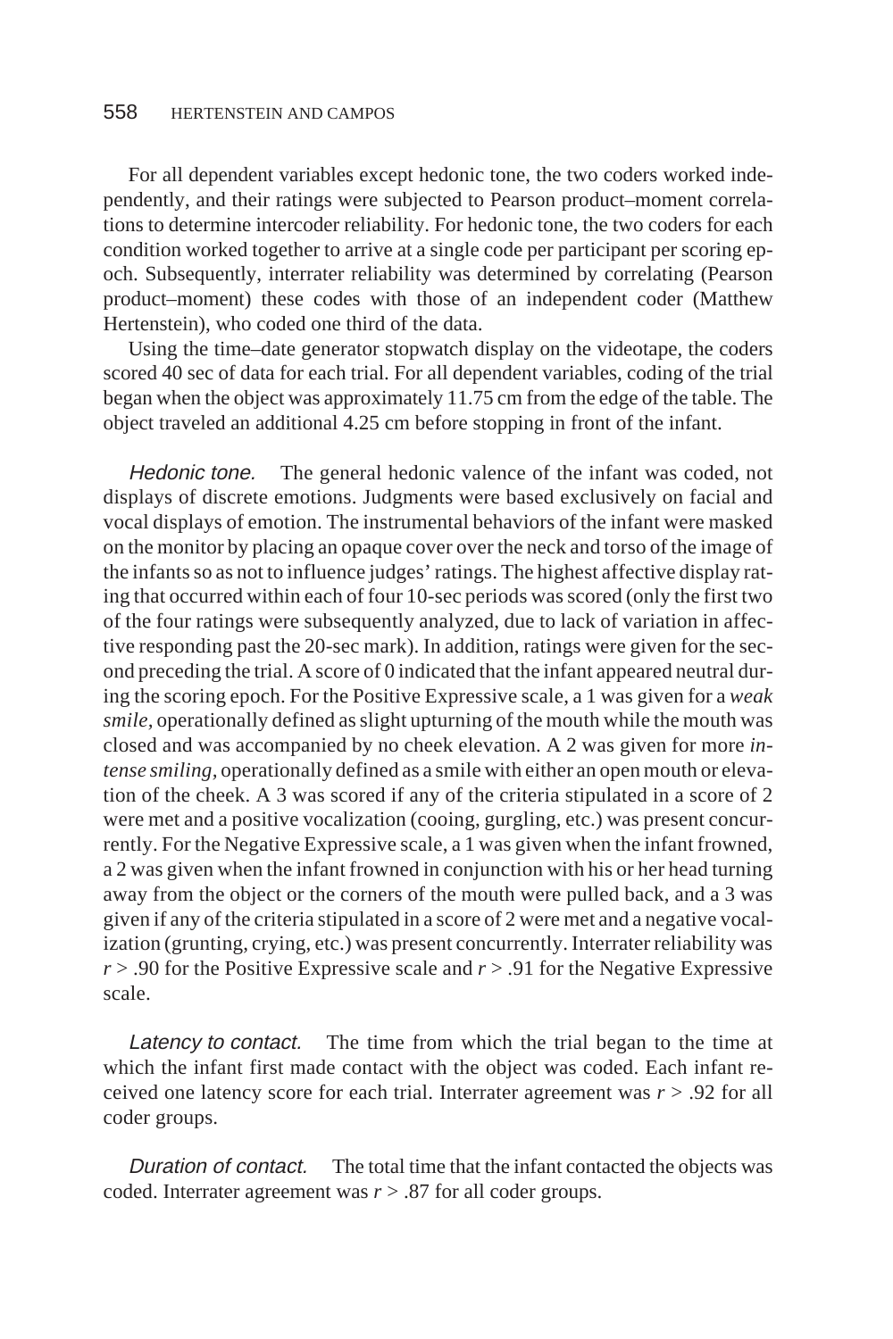For all dependent variables except hedonic tone, the two coders worked independently, and their ratings were subjected to Pearson product–moment correlations to determine intercoder reliability. For hedonic tone, the two coders for each condition worked together to arrive at a single code per participant per scoring epoch. Subsequently, interrater reliability was determined by correlating (Pearson product–moment) these codes with those of an independent coder (Matthew Hertenstein), who coded one third of the data.

Using the time–date generator stopwatch display on the videotape, the coders scored 40 sec of data for each trial. For all dependent variables, coding of the trial began when the object was approximately 11.75 cm from the edge of the table. The object traveled an additional 4.25 cm before stopping in front of the infant.

*Hedonic tone.* The general hedonic valence of the infant was coded, not displays of discrete emotions. Judgments were based exclusively on facial and vocal displays of emotion. The instrumental behaviors of the infant were masked on the monitor by placing an opaque cover over the neck and torso of the image of the infants so as not to influence judges' ratings. The highest affective display rating that occurred within each of four 10-sec periods was scored (only the first two of the four ratings were subsequently analyzed, due to lack of variation in affective responding past the 20-sec mark). In addition, ratings were given for the second preceding the trial. A score of 0 indicated that the infant appeared neutral during the scoring epoch. For the Positive Expressive scale, a 1 was given for a *weak smile,* operationally defined as slight upturning of the mouth while the mouth was closed and was accompanied by no cheek elevation. A 2 was given for more *intense smiling,* operationally defined as a smile with either an open mouth or elevation of the cheek. A 3 was scored if any of the criteria stipulated in a score of 2 were met and a positive vocalization (cooing, gurgling, etc.) was present concurrently. For the Negative Expressive scale, a 1 was given when the infant frowned, a 2 was given when the infant frowned in conjunction with his or her head turning away from the object or the corners of the mouth were pulled back, and a 3 was given if any of the criteria stipulated in a score of 2 were met and a negative vocalization (grunting, crying, etc.) was present concurrently. Interrater reliability was $r > .90$ for the Positive Expressive scale and $r > .91$ for the Negative Expressive scale.

*Latency to contact.* The time from which the trial began to the time at which the infant first made contact with the object was coded. Each infant received one latency score for each trial. Interrater agreement was $r > .92$ for all coder groups.

*Duration of contact.* The total time that the infant contacted the objects was coded. Interrater agreement was $r > .87$ for all coder groups.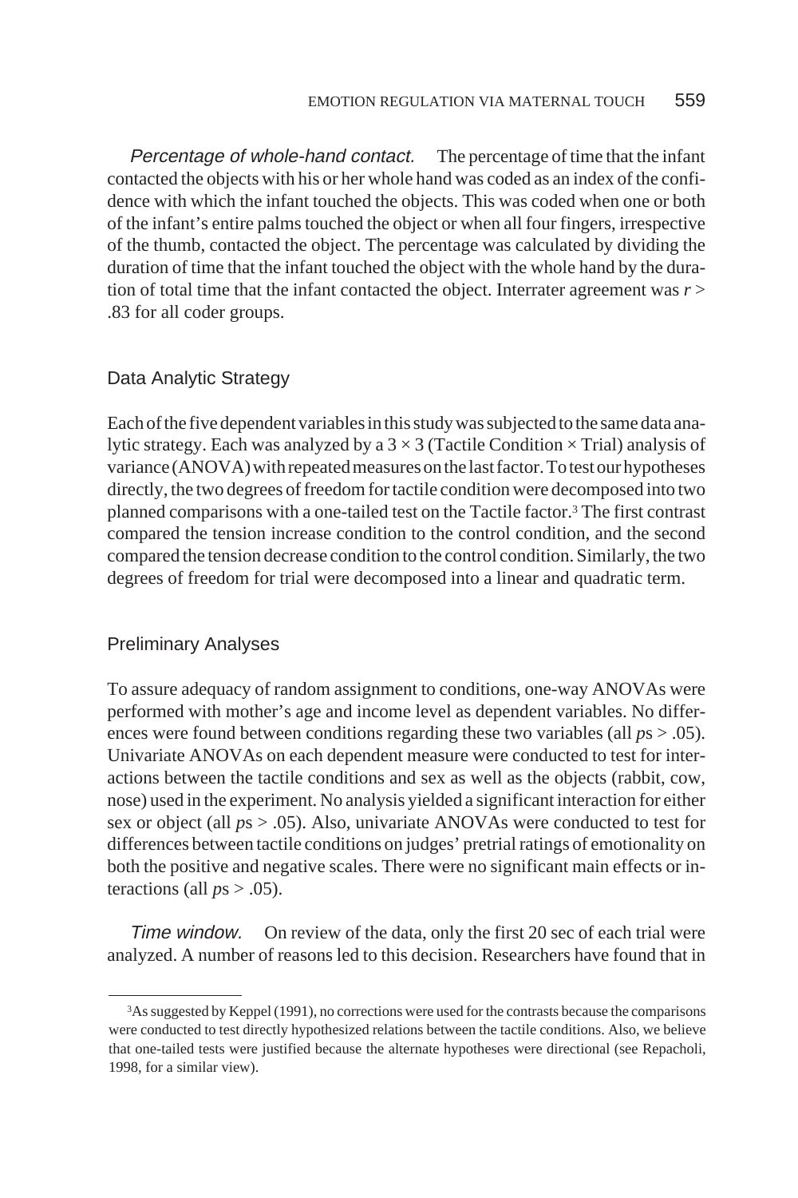*Percentage of whole-hand contact.* The percentage of time that the infant contacted the objects with his or her whole hand was coded as an index of the confidence with which the infant touched the objects. This was coded when one or both of the infant's entire palms touched the object or when all four fingers, irrespective of the thumb, contacted the object. The percentage was calculated by dividing the duration of time that the infant touched the object with the whole hand by the duration of total time that the infant contacted the object. Interrater agreement was $r > .83$ for all coder groups.

## Data Analytic Strategy

Each of the five dependent variables in this study was subjected to the same data analytic strategy. Each was analyzed by a $3 \times 3$ (Tactile Condition $\times$ Trial) analysis of variance (ANOVA) with repeated measures on the last factor. To test our hypotheses directly, the two degrees of freedom for tactile condition were decomposed into two planned comparisons with a one-tailed test on the Tactile factor.[3] The first contrast compared the tension increase condition to the control condition, and the second compared the tension decrease condition to the control condition. Similarly, the two degrees of freedom for trial were decomposed into a linear and quadratic term.

## Preliminary Analyses

To assure adequacy of random assignment to conditions, one-way ANOVAs were performed with mother's age and income level as dependent variables. No differences were found between conditions regarding these two variables (all $p$s > .05). Univariate ANOVAs on each dependent measure were conducted to test for interactions between the tactile conditions and sex as well as the objects (rabbit, cow, nose) used in the experiment. No analysis yielded a significant interaction for either sex or object (all $p$s > .05). Also, univariate ANOVAs were conducted to test for differences between tactile conditions on judges' pretrial ratings of emotionality on both the positive and negative scales. There were no significant main effects or interactions (all $p$s > .05).

*Time window.* On review of the data, only the first 20 sec of each trial were analyzed. A number of reasons led to this decision. Researchers have found that in

[3]As suggested by Keppel (1991), no corrections were used for the contrasts because the comparisons were conducted to test directly hypothesized relations between the tactile conditions. Also, we believe that one-tailed tests were justified because the alternate hypotheses were directional (see Repacholi, 1998, for a similar view).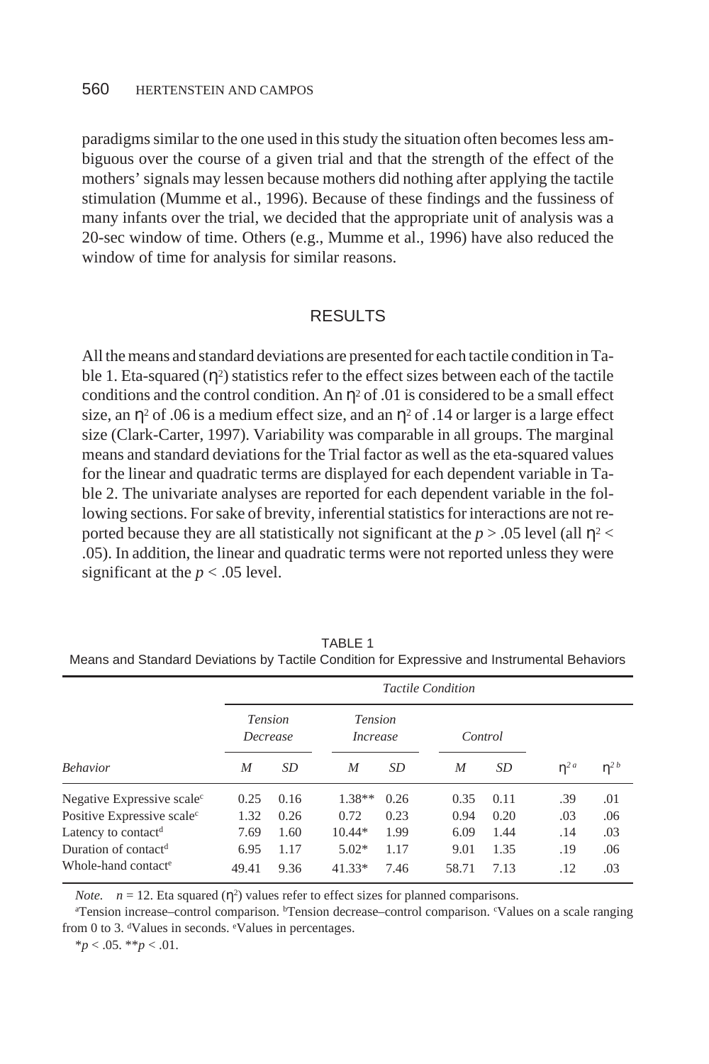paradigms similar to the one used in this study the situation often becomes less ambiguous over the course of a given trial and that the strength of the effect of the mothers' signals may lessen because mothers did nothing after applying the tactile stimulation (Mumme et al., 1996). Because of these findings and the fussiness of many infants over the trial, we decided that the appropriate unit of analysis was a 20-sec window of time. Others (e.g., Mumme et al., 1996) have also reduced the window of time for analysis for similar reasons.

## RESULTS

All the means and standard deviations are presented for each tactile condition in Table 1. Eta-squared ($\eta^2$) statistics refer to the effect sizes between each of the tactile conditions and the control condition. An $\eta^2$ of .01 is considered to be a small effect size, an $\eta^2$ of .06 is a medium effect size, and an $\eta^2$ of .14 or larger is a large effect size (Clark-Carter, 1997). Variability was comparable in all groups. The marginal means and standard deviations for the Trial factor as well as the eta-squared values for the linear and quadratic terms are displayed for each dependent variable in Table 2. The univariate analyses are reported for each dependent variable in the following sections. For sake of brevity, inferential statistics for interactions are not reported because they are all statistically not significant at the $p > .05$ level (all $\eta^2 < .05$). In addition, the linear and quadratic terms were not reported unless they were significant at the $p < .05$ level.

TABLE 1
Means and Standard Deviations by Tactile Condition for Expressive and Instrumental Behaviors

| | *Tactile Condition* | | | | | | | |
|---|---|---|---|---|---|---|---|---|
| | *Tension Decrease* | | *Tension Increase* | | *Control* | | | |
| *Behavior* | *M* | *SD* | *M* | *SD* | *M* | *SD* | $\eta^{2a}$ | $\eta^{2b}$ |
| Negative Expressive scale[c] | 0.25 | 0.16 | 1.38** | 0.26 | 0.35 | 0.11 | .39 | .01 |
| Positive Expressive scale[c] | 1.32 | 0.26 | 0.72 | 0.23 | 0.94 | 0.20 | .03 | .06 |
| Latency to contact[d] | 7.69 | 1.60 | 10.44* | 1.99 | 6.09 | 1.44 | .14 | .03 |
| Duration of contact[d] | 6.95 | 1.17 | 5.02* | 1.17 | 9.01 | 1.35 | .19 | .06 |
| Whole-hand contact[e] | 49.41 | 9.36 | 41.33* | 7.46 | 58.71 | 7.13 | .12 | .03 |

*Note.* $n = 12$. Eta squared ($\eta^2$) values refer to effect sizes for planned comparisons.

[a]Tension increase–control comparison. [b]Tension decrease–control comparison. [c]Values on a scale ranging from 0 to 3. [d]Values in seconds. [e]Values in percentages.

$*p < .05$. $**p < .01$.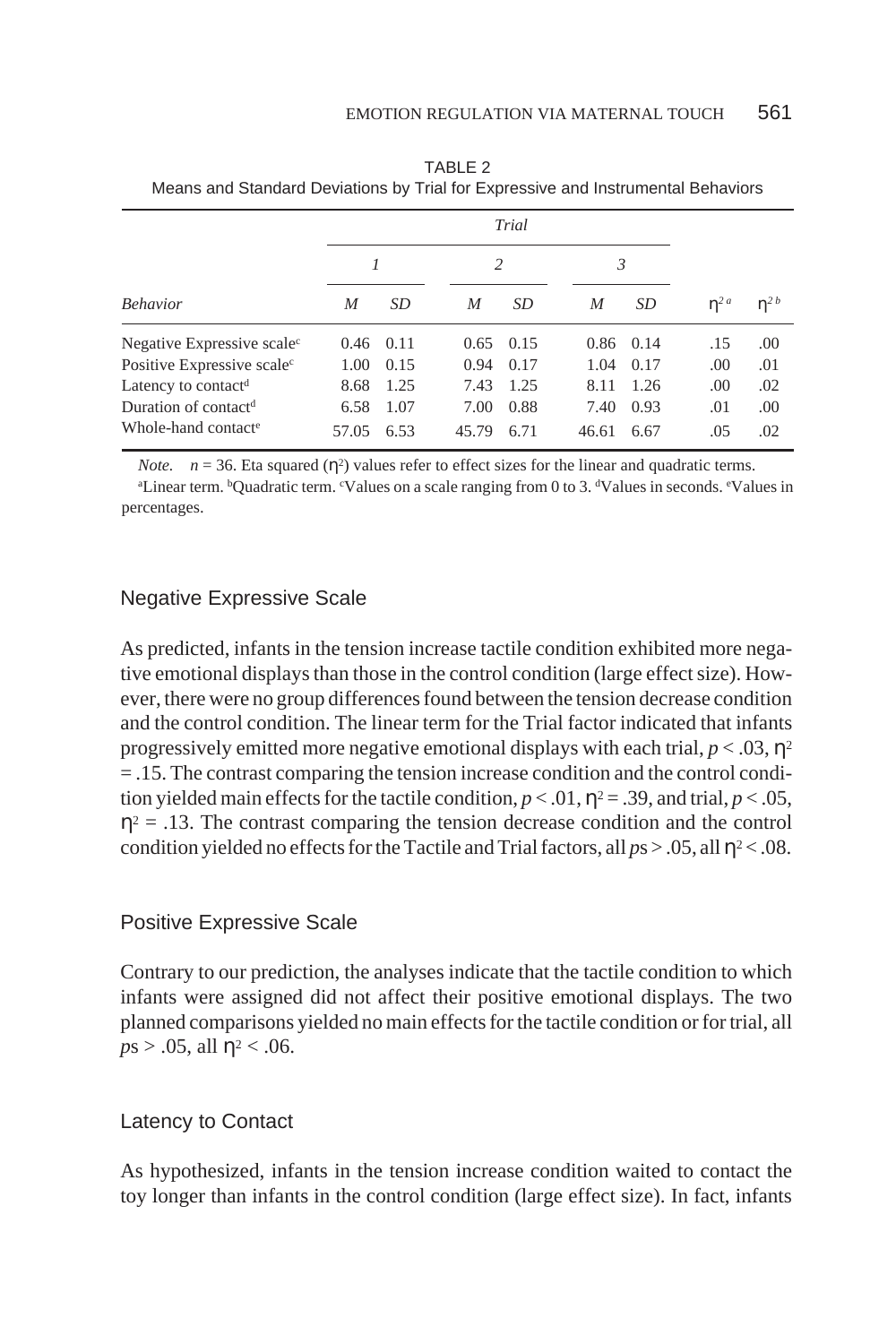TABLE 2
Means and Standard Deviations by Trial for Expressive and Instrumental Behaviors

| | *Trial* | | | | | | | |
|---|---|---|---|---|---|---|---|---|
| | *1* | | *2* | | *3* | | | |
| *Behavior* | *M* | *SD* | *M* | *SD* | *M* | *SD* | $\eta^{2\,a}$ | $\eta^{2\,b}$ |
| Negative Expressive scale[c] | 0.46 | 0.11 | 0.65 | 0.15 | 0.86 | 0.14 | .15 | .00 |
| Positive Expressive scale[c] | 1.00 | 0.15 | 0.94 | 0.17 | 1.04 | 0.17 | .00 | .01 |
| Latency to contact[d] | 8.68 | 1.25 | 7.43 | 1.25 | 8.11 | 1.26 | .00 | .02 |
| Duration of contact[d] | 6.58 | 1.07 | 7.00 | 0.88 | 7.40 | 0.93 | .01 | .00 |
| Whole-hand contact[e] | 57.05 | 6.53 | 45.79 | 6.71 | 46.61 | 6.67 | .05 | .02 |

*Note.* $n = 36$. Eta squared ($\eta^2$) values refer to effect sizes for the linear and quadratic terms.
[a]Linear term. [b]Quadratic term. [c]Values on a scale ranging from 0 to 3. [d]Values in seconds. [e]Values in percentages.

## Negative Expressive Scale

As predicted, infants in the tension increase tactile condition exhibited more negative emotional displays than those in the control condition (large effect size). However, there were no group differences found between the tension decrease condition and the control condition. The linear term for the Trial factor indicated that infants progressively emitted more negative emotional displays with each trial, $p < .03$, $\eta^2 = .15$. The contrast comparing the tension increase condition and the control condition yielded main effects for the tactile condition, $p < .01$, $\eta^2 = .39$, and trial, $p < .05$, $\eta^2 = .13$. The contrast comparing the tension decrease condition and the control condition yielded no effects for the Tactile and Trial factors, all *p*s > .05, all $\eta^2 < .08$.

## Positive Expressive Scale

Contrary to our prediction, the analyses indicate that the tactile condition to which infants were assigned did not affect their positive emotional displays. The two planned comparisons yielded no main effects for the tactile condition or for trial, all *p*s > .05, all $\eta^2 < .06$.

## Latency to Contact

As hypothesized, infants in the tension increase condition waited to contact the toy longer than infants in the control condition (large effect size). In fact, infants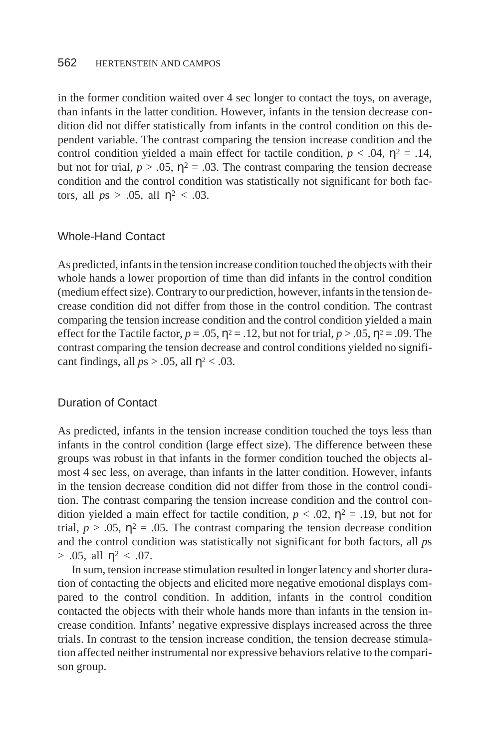in the former condition waited over 4 sec longer to contact the toys, on average, than infants in the latter condition. However, infants in the tension decrease condition did not differ statistically from infants in the control condition on this dependent variable. The contrast comparing the tension increase condition and the control condition yielded a main effect for tactile condition, $p < .04$, $\eta^2 = .14$, but not for trial, $p > .05$, $\eta^2 = .03$. The contrast comparing the tension decrease condition and the control condition was statistically not significant for both factors, all $p$s $> .05$, all $\eta^2 < .03$.

## Whole-Hand Contact

As predicted, infants in the tension increase condition touched the objects with their whole hands a lower proportion of time than did infants in the control condition (medium effect size). Contrary to our prediction, however, infants in the tension decrease condition did not differ from those in the control condition. The contrast comparing the tension increase condition and the control condition yielded a main effect for the Tactile factor, $p = .05$, $\eta^2 = .12$, but not for trial, $p > .05$, $\eta^2 = .09$. The contrast comparing the tension decrease and control conditions yielded no significant findings, all $p$s $> .05$, all $\eta^2 < .03$.

## Duration of Contact

As predicted, infants in the tension increase condition touched the toys less than infants in the control condition (large effect size). The difference between these groups was robust in that infants in the former condition touched the objects almost 4 sec less, on average, than infants in the latter condition. However, infants in the tension decrease condition did not differ from those in the control condition. The contrast comparing the tension increase condition and the control condition yielded a main effect for tactile condition, $p < .02$, $\eta^2 = .19$, but not for trial, $p > .05$, $\eta^2 = .05$. The contrast comparing the tension decrease condition and the control condition was statistically not significant for both factors, all $p$s $> .05$, all $\eta^2 < .07$.

In sum, tension increase stimulation resulted in longer latency and shorter duration of contacting the objects and elicited more negative emotional displays compared to the control condition. In addition, infants in the control condition contacted the objects with their whole hands more than infants in the tension increase condition. Infants' negative expressive displays increased across the three trials. In contrast to the tension increase condition, the tension decrease stimulation affected neither instrumental nor expressive behaviors relative to the comparison group.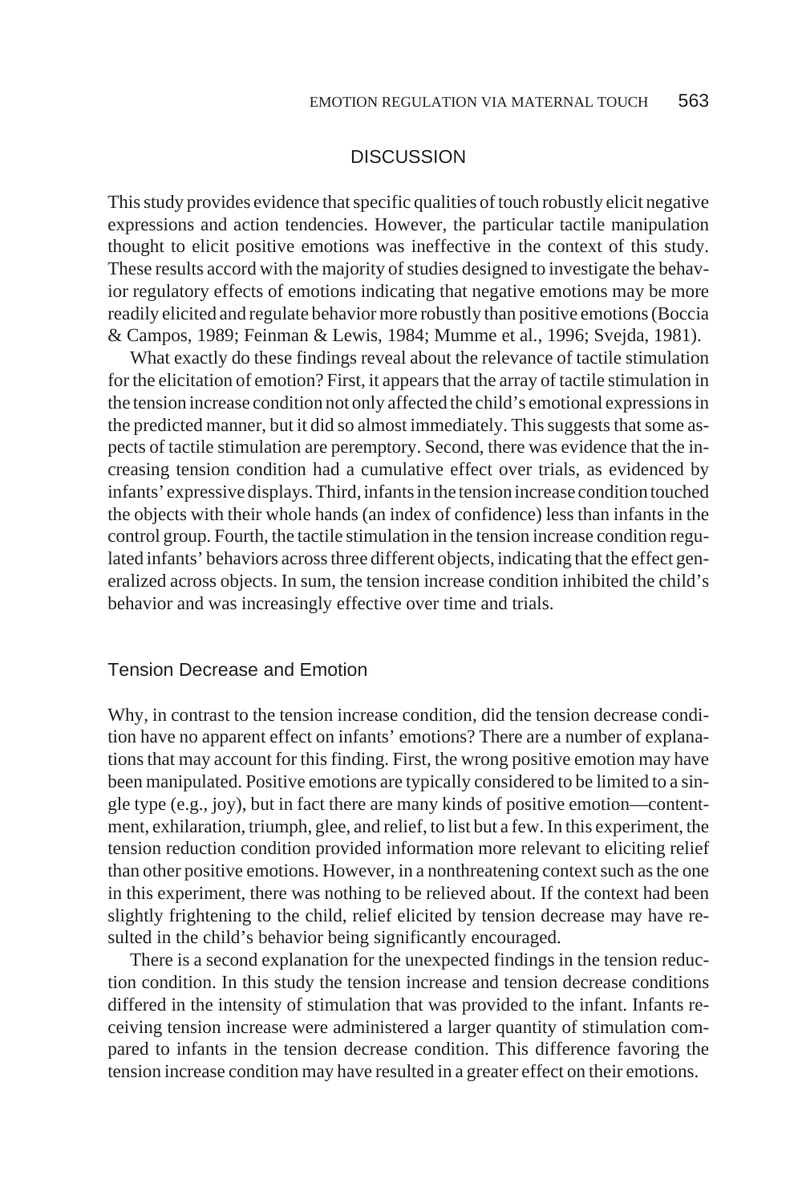## DISCUSSION

This study provides evidence that specific qualities of touch robustly elicit negative expressions and action tendencies. However, the particular tactile manipulation thought to elicit positive emotions was ineffective in the context of this study. These results accord with the majority of studies designed to investigate the behavior regulatory effects of emotions indicating that negative emotions may be more readily elicited and regulate behavior more robustly than positive emotions (Boccia & Campos, 1989; Feinman & Lewis, 1984; Mumme et al., 1996; Svejda, 1981).

What exactly do these findings reveal about the relevance of tactile stimulation for the elicitation of emotion? First, it appears that the array of tactile stimulation in the tension increase condition not only affected the child's emotional expressions in the predicted manner, but it did so almost immediately. This suggests that some aspects of tactile stimulation are peremptory. Second, there was evidence that the increasing tension condition had a cumulative effect over trials, as evidenced by infants' expressive displays. Third, infants in the tension increase condition touched the objects with their whole hands (an index of confidence) less than infants in the control group. Fourth, the tactile stimulation in the tension increase condition regulated infants' behaviors across three different objects, indicating that the effect generalized across objects. In sum, the tension increase condition inhibited the child's behavior and was increasingly effective over time and trials.

### Tension Decrease and Emotion

Why, in contrast to the tension increase condition, did the tension decrease condition have no apparent effect on infants' emotions? There are a number of explanations that may account for this finding. First, the wrong positive emotion may have been manipulated. Positive emotions are typically considered to be limited to a single type (e.g., joy), but in fact there are many kinds of positive emotion—contentment, exhilaration, triumph, glee, and relief, to list but a few. In this experiment, the tension reduction condition provided information more relevant to eliciting relief than other positive emotions. However, in a nonthreatening context such as the one in this experiment, there was nothing to be relieved about. If the context had been slightly frightening to the child, relief elicited by tension decrease may have resulted in the child's behavior being significantly encouraged.

There is a second explanation for the unexpected findings in the tension reduction condition. In this study the tension increase and tension decrease conditions differed in the intensity of stimulation that was provided to the infant. Infants receiving tension increase were administered a larger quantity of stimulation compared to infants in the tension decrease condition. This difference favoring the tension increase condition may have resulted in a greater effect on their emotions.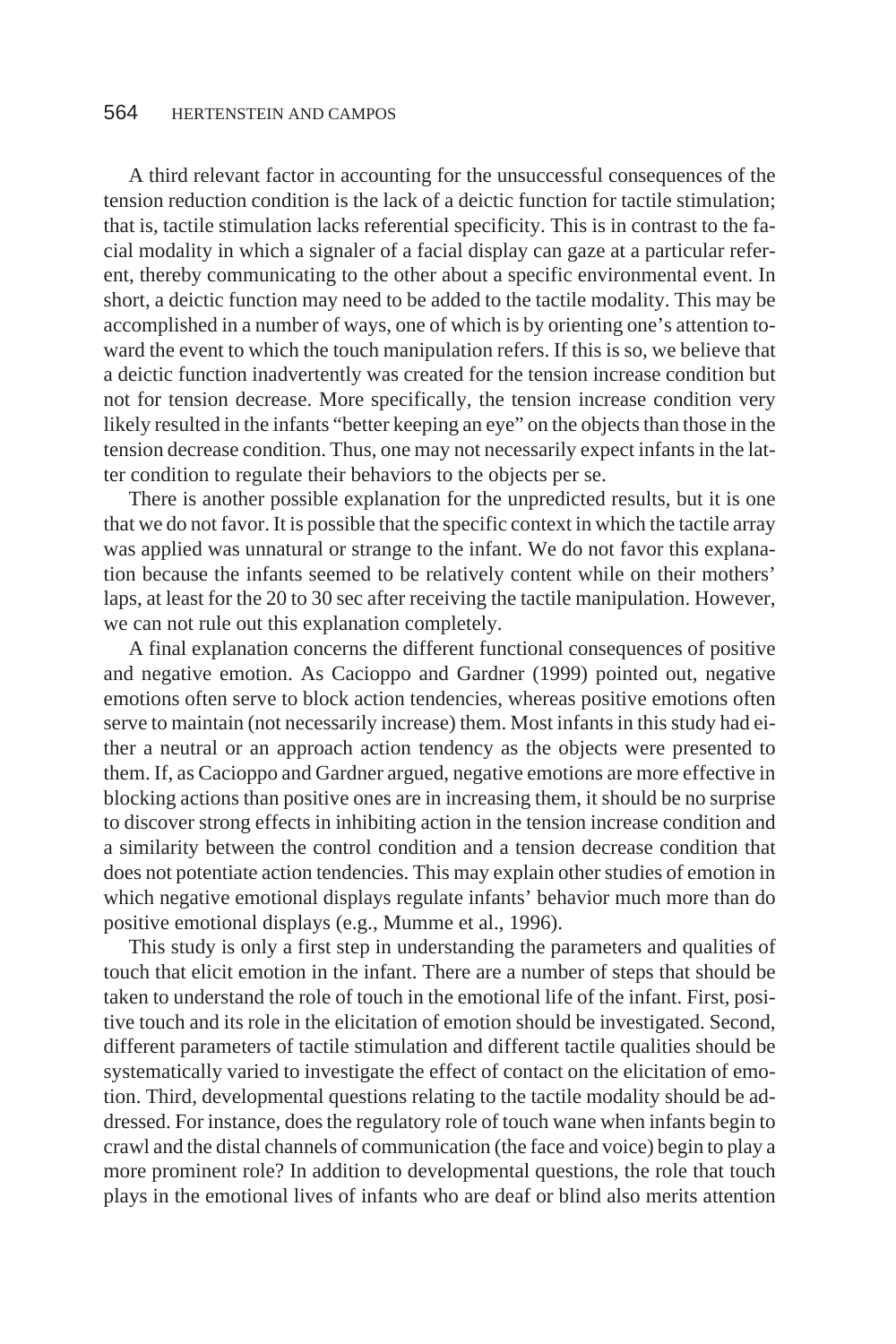A third relevant factor in accounting for the unsuccessful consequences of the tension reduction condition is the lack of a deictic function for tactile stimulation; that is, tactile stimulation lacks referential specificity. This is in contrast to the facial modality in which a signaler of a facial display can gaze at a particular referent, thereby communicating to the other about a specific environmental event. In short, a deictic function may need to be added to the tactile modality. This may be accomplished in a number of ways, one of which is by orienting one's attention toward the event to which the touch manipulation refers. If this is so, we believe that a deictic function inadvertently was created for the tension increase condition but not for tension decrease. More specifically, the tension increase condition very likely resulted in the infants "better keeping an eye" on the objects than those in the tension decrease condition. Thus, one may not necessarily expect infants in the latter condition to regulate their behaviors to the objects per se.

There is another possible explanation for the unpredicted results, but it is one that we do not favor. It is possible that the specific context in which the tactile array was applied was unnatural or strange to the infant. We do not favor this explanation because the infants seemed to be relatively content while on their mothers' laps, at least for the 20 to 30 sec after receiving the tactile manipulation. However, we can not rule out this explanation completely.

A final explanation concerns the different functional consequences of positive and negative emotion. As Cacioppo and Gardner (1999) pointed out, negative emotions often serve to block action tendencies, whereas positive emotions often serve to maintain (not necessarily increase) them. Most infants in this study had either a neutral or an approach action tendency as the objects were presented to them. If, as Cacioppo and Gardner argued, negative emotions are more effective in blocking actions than positive ones are in increasing them, it should be no surprise to discover strong effects in inhibiting action in the tension increase condition and a similarity between the control condition and a tension decrease condition that does not potentiate action tendencies. This may explain other studies of emotion in which negative emotional displays regulate infants' behavior much more than do positive emotional displays (e.g., Mumme et al., 1996).

This study is only a first step in understanding the parameters and qualities of touch that elicit emotion in the infant. There are a number of steps that should be taken to understand the role of touch in the emotional life of the infant. First, positive touch and its role in the elicitation of emotion should be investigated. Second, different parameters of tactile stimulation and different tactile qualities should be systematically varied to investigate the effect of contact on the elicitation of emotion. Third, developmental questions relating to the tactile modality should be addressed. For instance, does the regulatory role of touch wane when infants begin to crawl and the distal channels of communication (the face and voice) begin to play a more prominent role? In addition to developmental questions, the role that touch plays in the emotional lives of infants who are deaf or blind also merits attention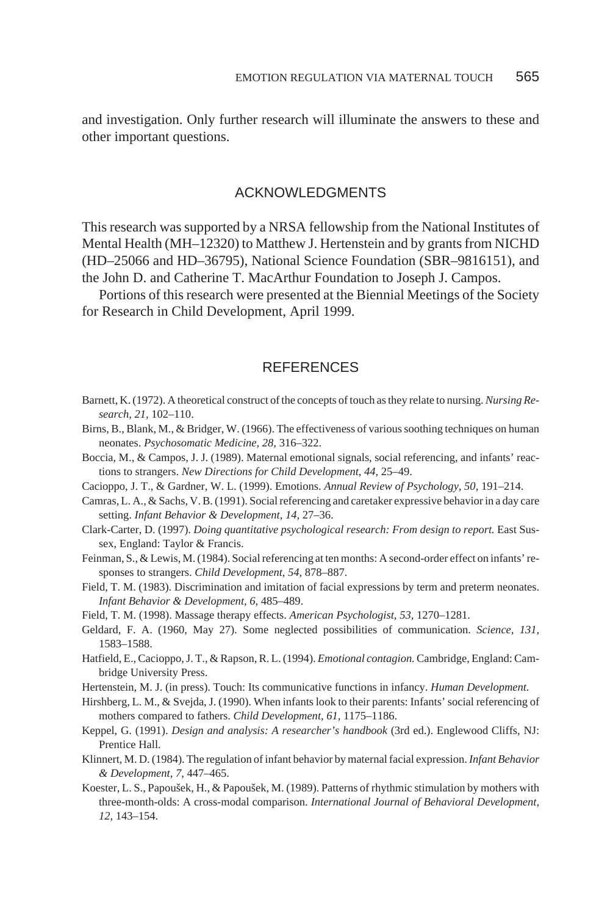and investigation. Only further research will illuminate the answers to these and other important questions.

## ACKNOWLEDGMENTS

This research was supported by a NRSA fellowship from the National Institutes of Mental Health (MH–12320) to Matthew J. Hertenstein and by grants from NICHD (HD–25066 and HD–36795), National Science Foundation (SBR–9816151), and the John D. and Catherine T. MacArthur Foundation to Joseph J. Campos.

Portions of this research were presented at the Biennial Meetings of the Society for Research in Child Development, April 1999.

## REFERENCES

Barnett, K. (1972). A theoretical construct of the concepts of touch as they relate to nursing. *Nursing Research, 21,* 102–110.

Birns, B., Blank, M., & Bridger, W. (1966). The effectiveness of various soothing techniques on human neonates. *Psychosomatic Medicine, 28,* 316–322.

Boccia, M., & Campos, J. J. (1989). Maternal emotional signals, social referencing, and infants' reactions to strangers. *New Directions for Child Development, 44,* 25–49.

Cacioppo, J. T., & Gardner, W. L. (1999). Emotions. *Annual Review of Psychology, 50,* 191–214.

Camras, L. A., & Sachs, V. B. (1991). Social referencing and caretaker expressive behavior in a day care setting. *Infant Behavior & Development, 14,* 27–36.

Clark-Carter, D. (1997). *Doing quantitative psychological research: From design to report.* East Sussex, England: Taylor & Francis.

Feinman, S., & Lewis, M. (1984). Social referencing at ten months: A second-order effect on infants' responses to strangers. *Child Development, 54,* 878–887.

Field, T. M. (1983). Discrimination and imitation of facial expressions by term and preterm neonates. *Infant Behavior & Development, 6,* 485–489.

Field, T. M. (1998). Massage therapy effects. *American Psychologist, 53,* 1270–1281.

Geldard, F. A. (1960, May 27). Some neglected possibilities of communication. *Science, 131,* 1583–1588.

Hatfield, E., Cacioppo, J. T., & Rapson, R. L. (1994). *Emotional contagion.* Cambridge, England: Cambridge University Press.

Hertenstein, M. J. (in press). Touch: Its communicative functions in infancy. *Human Development.*

Hirshberg, L. M., & Svejda, J. (1990). When infants look to their parents: Infants' social referencing of mothers compared to fathers. *Child Development, 61,* 1175–1186.

Keppel, G. (1991). *Design and analysis: A researcher's handbook* (3rd ed.). Englewood Cliffs, NJ: Prentice Hall.

Klinnert, M. D. (1984). The regulation of infant behavior by maternal facial expression. *Infant Behavior & Development, 7,* 447–465.

Koester, L. S., Papoušek, H., & Papoušek, M. (1989). Patterns of rhythmic stimulation by mothers with three-month-olds: A cross-modal comparison. *International Journal of Behavioral Development, 12,* 143–154.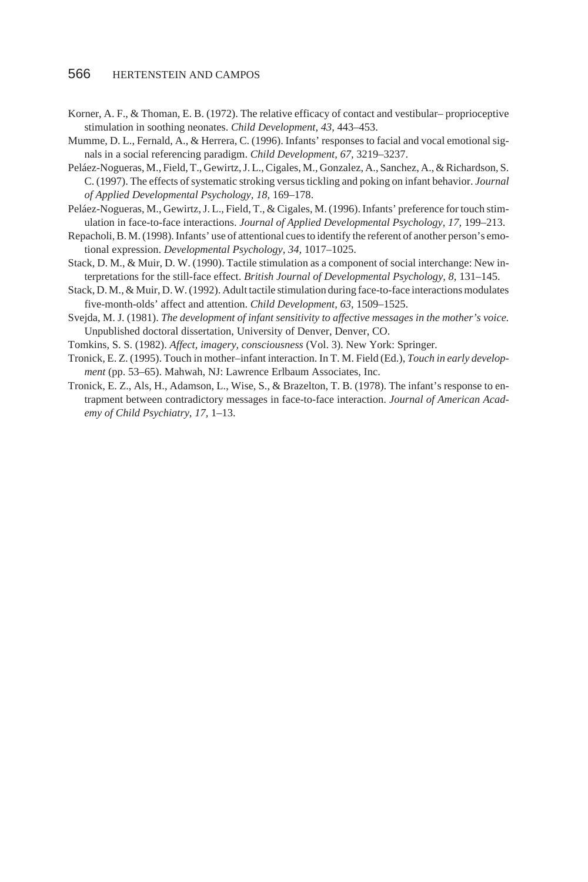Korner, A. F., & Thoman, E. B. (1972). The relative efficacy of contact and vestibular– proprioceptive stimulation in soothing neonates. *Child Development, 43,* 443–453.

Mumme, D. L., Fernald, A., & Herrera, C. (1996). Infants' responses to facial and vocal emotional signals in a social referencing paradigm. *Child Development, 67,* 3219–3237.

Peláez-Nogueras, M., Field, T., Gewirtz, J. L., Cigales, M., Gonzalez, A., Sanchez, A., & Richardson, S. C. (1997). The effects of systematic stroking versus tickling and poking on infant behavior. *Journal of Applied Developmental Psychology, 18,* 169–178.

Peláez-Nogueras, M., Gewirtz, J. L., Field, T., & Cigales, M. (1996). Infants' preference for touch stimulation in face-to-face interactions. *Journal of Applied Developmental Psychology, 17,* 199–213.

Repacholi, B. M. (1998). Infants' use of attentional cues to identify the referent of another person's emotional expression. *Developmental Psychology, 34,* 1017–1025.

Stack, D. M., & Muir, D. W. (1990). Tactile stimulation as a component of social interchange: New interpretations for the still-face effect. *British Journal of Developmental Psychology, 8,* 131–145.

Stack, D. M., & Muir, D. W. (1992). Adult tactile stimulation during face-to-face interactions modulates five-month-olds' affect and attention. *Child Development, 63,* 1509–1525.

Svejda, M. J. (1981). *The development of infant sensitivity to affective messages in the mother's voice.* Unpublished doctoral dissertation, University of Denver, Denver, CO.

Tomkins, S. S. (1982). *Affect, imagery, consciousness* (Vol. 3). New York: Springer.

Tronick, E. Z. (1995). Touch in mother–infant interaction. In T. M. Field (Ed.), *Touch in early development* (pp. 53–65). Mahwah, NJ: Lawrence Erlbaum Associates, Inc.

Tronick, E. Z., Als, H., Adamson, L., Wise, S., & Brazelton, T. B. (1978). The infant's response to entrapment between contradictory messages in face-to-face interaction. *Journal of American Academy of Child Psychiatry, 17,* 1–13.